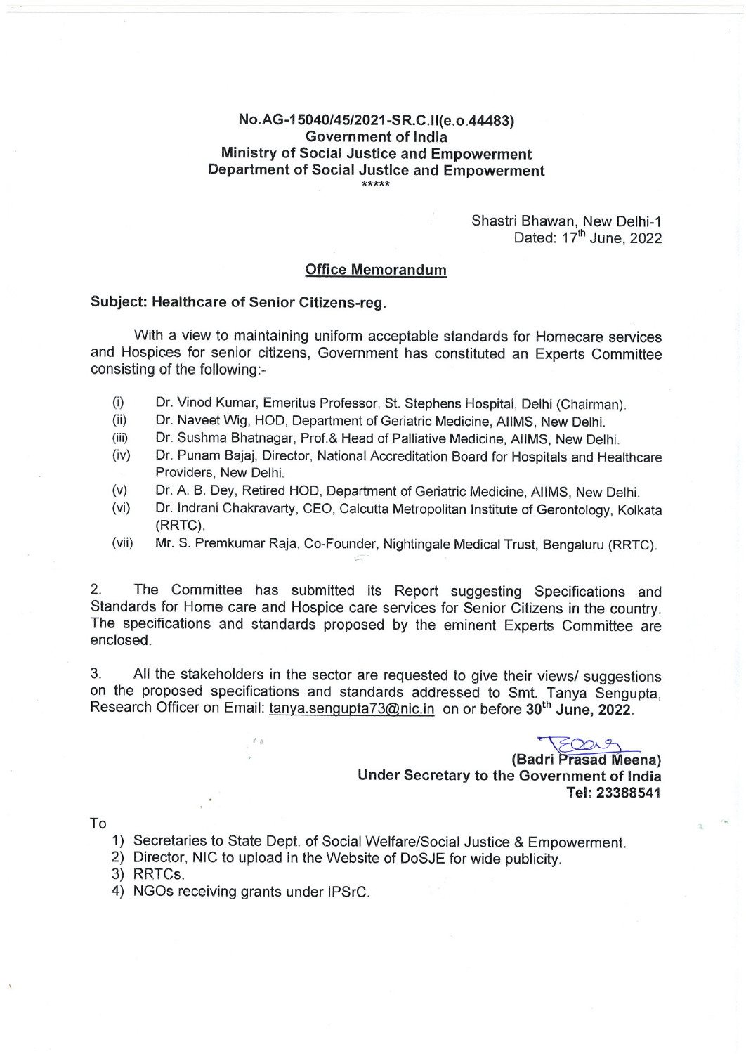**No.AG-15040/45/2021-SR.C.II(e.o.44483)**
**Government of India**
**Ministry of Social Justice and Empowerment**
**Department of Social Justice and Empowerment**

*****

Shastri Bhawan, New Delhi-1
Dated: 17th June, 2022

## Office Memorandum

**Subject: Healthcare of Senior Citizens-reg.**

With a view to maintaining uniform acceptable standards for Homecare services and Hospices for senior citizens, Government has constituted an Experts Committee consisting of the following:-

(i) Dr. Vinod Kumar, Emeritus Professor, St. Stephens Hospital, Delhi (Chairman).
(ii) Dr. Naveet Wig, HOD, Department of Geriatric Medicine, AIIMS, New Delhi.
(iii) Dr. Sushma Bhatnagar, Prof.& Head of Palliative Medicine, AIIMS, New Delhi.
(iv) Dr. Punam Bajaj, Director, National Accreditation Board for Hospitals and Healthcare Providers, New Delhi.
(v) Dr. A. B. Dey, Retired HOD, Department of Geriatric Medicine, AIIMS, New Delhi.
(vi) Dr. Indrani Chakravarty, CEO, Calcutta Metropolitan Institute of Gerontology, Kolkata (RRTC).
(vii) Mr. S. Premkumar Raja, Co-Founder, Nightingale Medical Trust, Bengaluru (RRTC).

2. The Committee has submitted its Report suggesting Specifications and Standards for Home care and Hospice care services for Senior Citizens in the country. The specifications and standards proposed by the eminent Experts Committee are enclosed.

3. All the stakeholders in the sector are requested to give their views/ suggestions on the proposed specifications and standards addressed to Smt. Tanya Sengupta, Research Officer on Email: tanya.sengupta73@nic.in on or before **30th June, 2022**.

**(Badri Prasad Meena)**
**Under Secretary to the Government of India**
**Tel: 23388541**

To

1) Secretaries to State Dept. of Social Welfare/Social Justice & Empowerment.
2) Director, NIC to upload in the Website of DoSJE for wide publicity.
3) RRTCs.
4) NGOs receiving grants under IPSrC.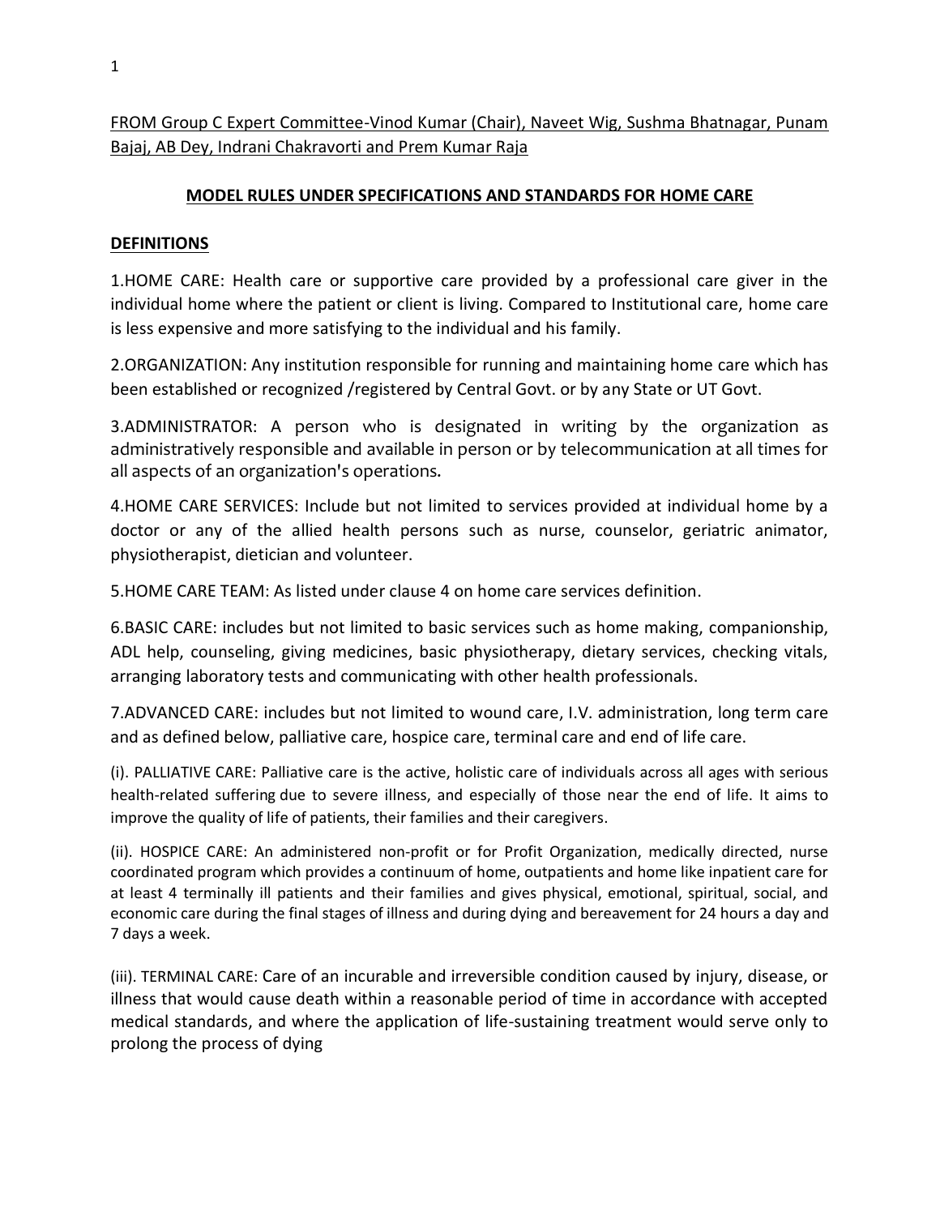<u>FROM Group C Expert Committee-Vinod Kumar (Chair), Naveet Wig, Sushma Bhatnagar, Punam Bajaj, AB Dey, Indrani Chakravorti and Prem Kumar Raja</u>

## MODEL RULES UNDER SPECIFICATIONS AND STANDARDS FOR HOME CARE

### DEFINITIONS

1.HOME CARE: Health care or supportive care provided by a professional care giver in the individual home where the patient or client is living. Compared to Institutional care, home care is less expensive and more satisfying to the individual and his family.

2.ORGANIZATION: Any institution responsible for running and maintaining home care which has been established or recognized /registered by Central Govt. or by any State or UT Govt.

3.ADMINISTRATOR: A person who is designated in writing by the organization as administratively responsible and available in person or by telecommunication at all times for all aspects of an organization's operations.

4.HOME CARE SERVICES: Include but not limited to services provided at individual home by a doctor or any of the allied health persons such as nurse, counselor, geriatric animator, physiotherapist, dietician and volunteer.

5.HOME CARE TEAM: As listed under clause 4 on home care services definition.

6.BASIC CARE: includes but not limited to basic services such as home making, companionship, ADL help, counseling, giving medicines, basic physiotherapy, dietary services, checking vitals, arranging laboratory tests and communicating with other health professionals.

7.ADVANCED CARE: includes but not limited to wound care, I.V. administration, long term care and as defined below, palliative care, hospice care, terminal care and end of life care.

(i). PALLIATIVE CARE: Palliative care is the active, holistic care of individuals across all ages with serious health-related suffering due to severe illness, and especially of those near the end of life. It aims to improve the quality of life of patients, their families and their caregivers.

(ii). HOSPICE CARE: An administered non-profit or for Profit Organization, medically directed, nurse coordinated program which provides a continuum of home, outpatients and home like inpatient care for at least 4 terminally ill patients and their families and gives physical, emotional, spiritual, social, and economic care during the final stages of illness and during dying and bereavement for 24 hours a day and 7 days a week.

(iii). TERMINAL CARE: Care of an incurable and irreversible condition caused by injury, disease, or illness that would cause death within a reasonable period of time in accordance with accepted medical standards, and where the application of life-sustaining treatment would serve only to prolong the process of dying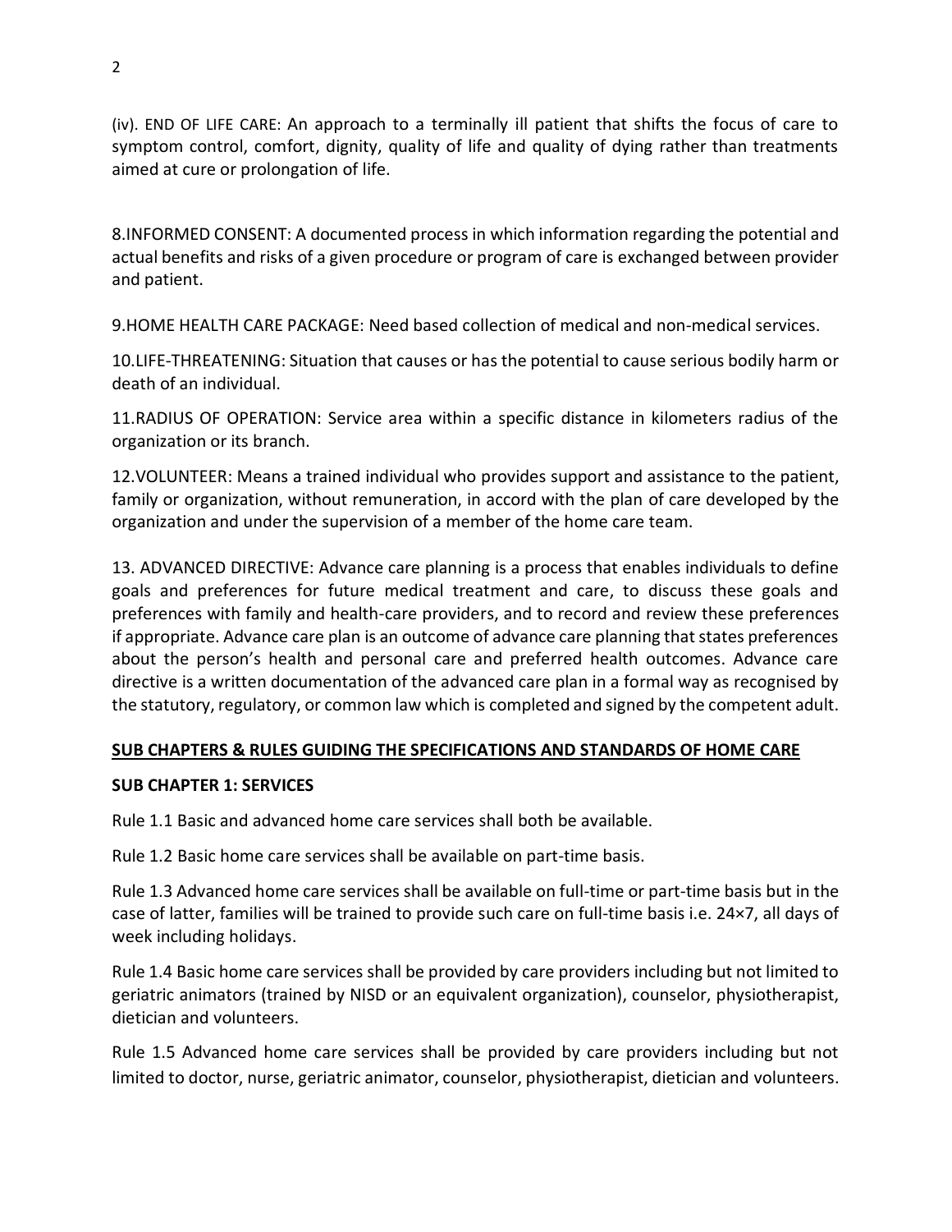(iv). END OF LIFE CARE: An approach to a terminally ill patient that shifts the focus of care to symptom control, comfort, dignity, quality of life and quality of dying rather than treatments aimed at cure or prolongation of life.

8.INFORMED CONSENT: A documented process in which information regarding the potential and actual benefits and risks of a given procedure or program of care is exchanged between provider and patient.

9.HOME HEALTH CARE PACKAGE: Need based collection of medical and non-medical services.

10.LIFE-THREATENING: Situation that causes or has the potential to cause serious bodily harm or death of an individual.

11.RADIUS OF OPERATION: Service area within a specific distance in kilometers radius of the organization or its branch.

12.VOLUNTEER: Means a trained individual who provides support and assistance to the patient, family or organization, without remuneration, in accord with the plan of care developed by the organization and under the supervision of a member of the home care team.

13. ADVANCED DIRECTIVE: Advance care planning is a process that enables individuals to define goals and preferences for future medical treatment and care, to discuss these goals and preferences with family and health-care providers, and to record and review these preferences if appropriate. Advance care plan is an outcome of advance care planning that states preferences about the person's health and personal care and preferred health outcomes. Advance care directive is a written documentation of the advanced care plan in a formal way as recognised by the statutory, regulatory, or common law which is completed and signed by the competent adult.

## SUB CHAPTERS & RULES GUIDING THE SPECIFICATIONS AND STANDARDS OF HOME CARE

### SUB CHAPTER 1: SERVICES

Rule 1.1 Basic and advanced home care services shall both be available.

Rule 1.2 Basic home care services shall be available on part-time basis.

Rule 1.3 Advanced home care services shall be available on full-time or part-time basis but in the case of latter, families will be trained to provide such care on full-time basis i.e. 24×7, all days of week including holidays.

Rule 1.4 Basic home care services shall be provided by care providers including but not limited to geriatric animators (trained by NISD or an equivalent organization), counselor, physiotherapist, dietician and volunteers.

Rule 1.5 Advanced home care services shall be provided by care providers including but not limited to doctor, nurse, geriatric animator, counselor, physiotherapist, dietician and volunteers.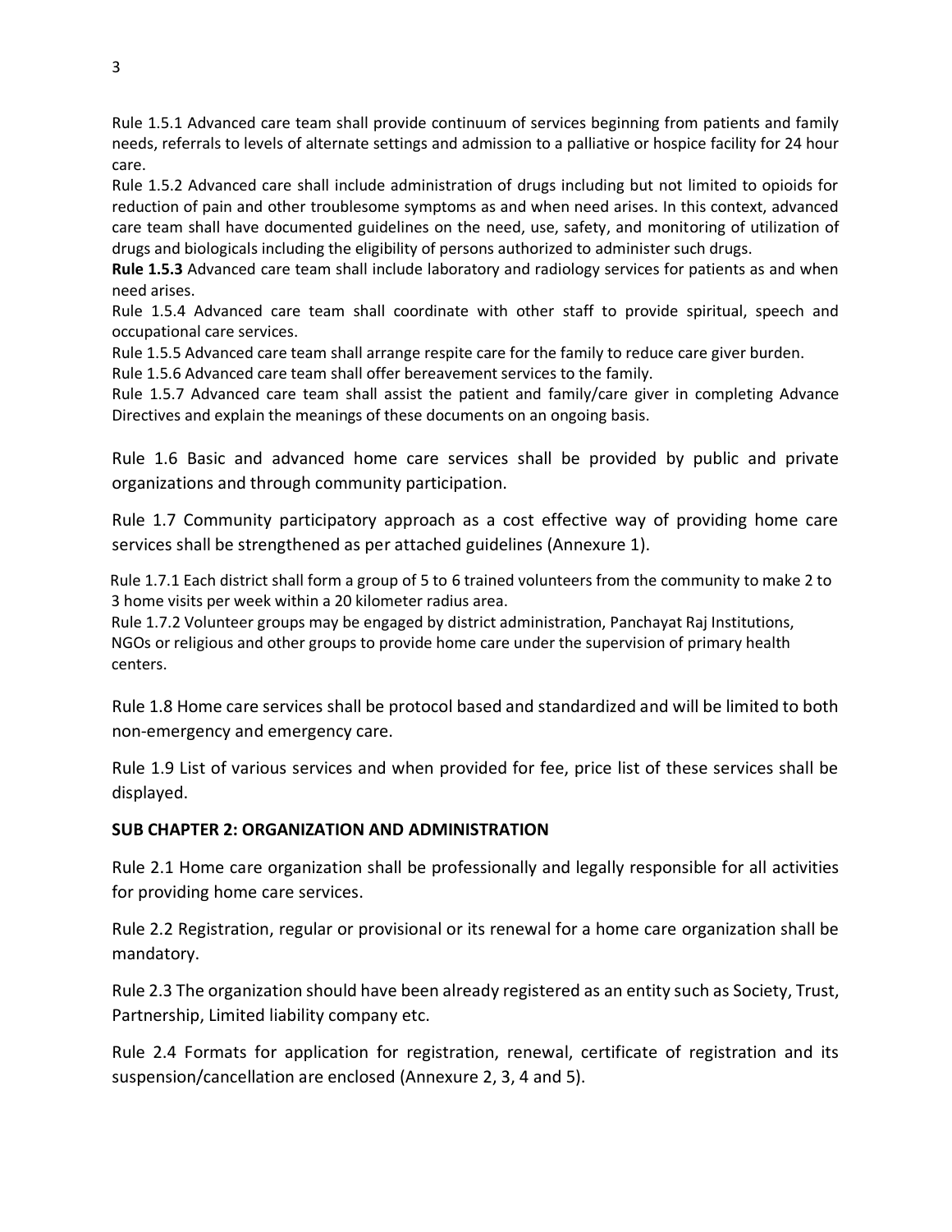Rule 1.5.1 Advanced care team shall provide continuum of services beginning from patients and family needs, referrals to levels of alternate settings and admission to a palliative or hospice facility for 24 hour care.

Rule 1.5.2 Advanced care shall include administration of drugs including but not limited to opioids for reduction of pain and other troublesome symptoms as and when need arises. In this context, advanced care team shall have documented guidelines on the need, use, safety, and monitoring of utilization of drugs and biologicals including the eligibility of persons authorized to administer such drugs.

**Rule 1.5.3** Advanced care team shall include laboratory and radiology services for patients as and when need arises.

Rule 1.5.4 Advanced care team shall coordinate with other staff to provide spiritual, speech and occupational care services.

Rule 1.5.5 Advanced care team shall arrange respite care for the family to reduce care giver burden.

Rule 1.5.6 Advanced care team shall offer bereavement services to the family.

Rule 1.5.7 Advanced care team shall assist the patient and family/care giver in completing Advance Directives and explain the meanings of these documents on an ongoing basis.

Rule 1.6 Basic and advanced home care services shall be provided by public and private organizations and through community participation.

Rule 1.7 Community participatory approach as a cost effective way of providing home care services shall be strengthened as per attached guidelines (Annexure 1).

Rule 1.7.1 Each district shall form a group of 5 to 6 trained volunteers from the community to make 2 to 3 home visits per week within a 20 kilometer radius area.

Rule 1.7.2 Volunteer groups may be engaged by district administration, Panchayat Raj Institutions, NGOs or religious and other groups to provide home care under the supervision of primary health centers.

Rule 1.8 Home care services shall be protocol based and standardized and will be limited to both non-emergency and emergency care.

Rule 1.9 List of various services and when provided for fee, price list of these services shall be displayed.

## SUB CHAPTER 2: ORGANIZATION AND ADMINISTRATION

Rule 2.1 Home care organization shall be professionally and legally responsible for all activities for providing home care services.

Rule 2.2 Registration, regular or provisional or its renewal for a home care organization shall be mandatory.

Rule 2.3 The organization should have been already registered as an entity such as Society, Trust, Partnership, Limited liability company etc.

Rule 2.4 Formats for application for registration, renewal, certificate of registration and its suspension/cancellation are enclosed (Annexure 2, 3, 4 and 5).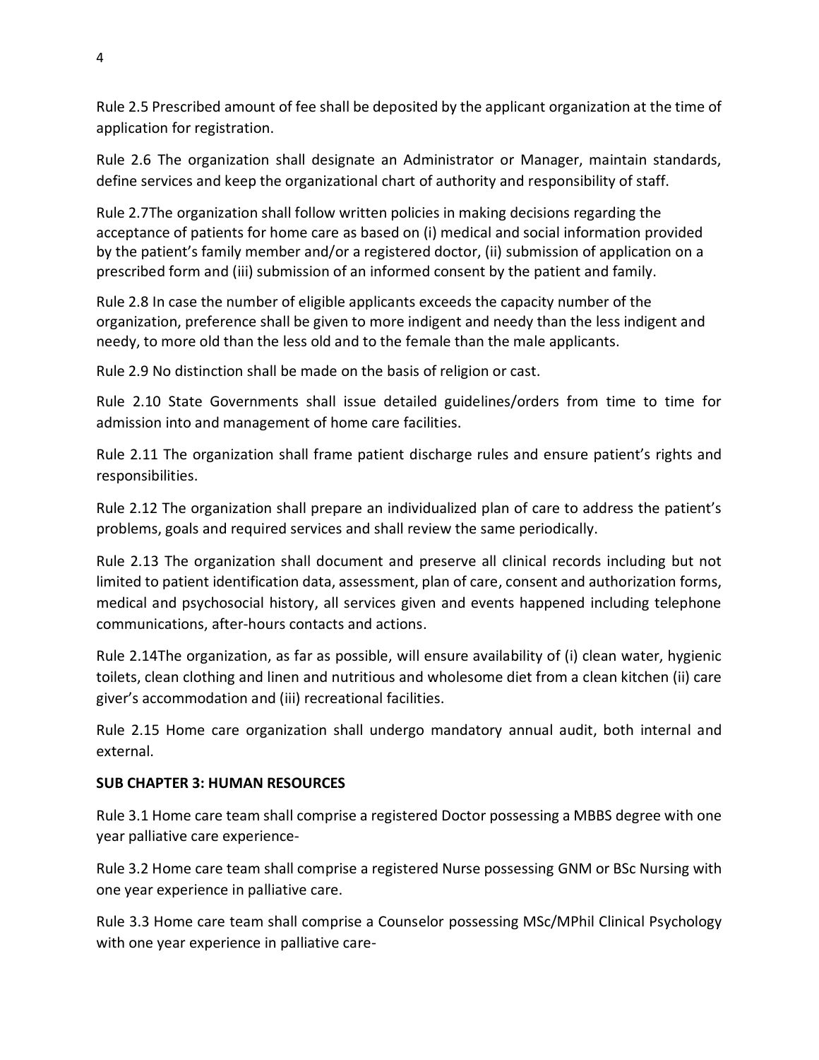Rule 2.5 Prescribed amount of fee shall be deposited by the applicant organization at the time of application for registration.

Rule 2.6 The organization shall designate an Administrator or Manager, maintain standards, define services and keep the organizational chart of authority and responsibility of staff.

Rule 2.7The organization shall follow written policies in making decisions regarding the acceptance of patients for home care as based on (i) medical and social information provided by the patient's family member and/or a registered doctor, (ii) submission of application on a prescribed form and (iii) submission of an informed consent by the patient and family.

Rule 2.8 In case the number of eligible applicants exceeds the capacity number of the organization, preference shall be given to more indigent and needy than the less indigent and needy, to more old than the less old and to the female than the male applicants.

Rule 2.9 No distinction shall be made on the basis of religion or cast.

Rule 2.10 State Governments shall issue detailed guidelines/orders from time to time for admission into and management of home care facilities.

Rule 2.11 The organization shall frame patient discharge rules and ensure patient's rights and responsibilities.

Rule 2.12 The organization shall prepare an individualized plan of care to address the patient's problems, goals and required services and shall review the same periodically.

Rule 2.13 The organization shall document and preserve all clinical records including but not limited to patient identification data, assessment, plan of care, consent and authorization forms, medical and psychosocial history, all services given and events happened including telephone communications, after-hours contacts and actions.

Rule 2.14The organization, as far as possible, will ensure availability of (i) clean water, hygienic toilets, clean clothing and linen and nutritious and wholesome diet from a clean kitchen (ii) care giver's accommodation and (iii) recreational facilities.

Rule 2.15 Home care organization shall undergo mandatory annual audit, both internal and external.

**SUB CHAPTER 3: HUMAN RESOURCES**

Rule 3.1 Home care team shall comprise a registered Doctor possessing a MBBS degree with one year palliative care experience-

Rule 3.2 Home care team shall comprise a registered Nurse possessing GNM or BSc Nursing with one year experience in palliative care.

Rule 3.3 Home care team shall comprise a Counselor possessing MSc/MPhil Clinical Psychology with one year experience in palliative care-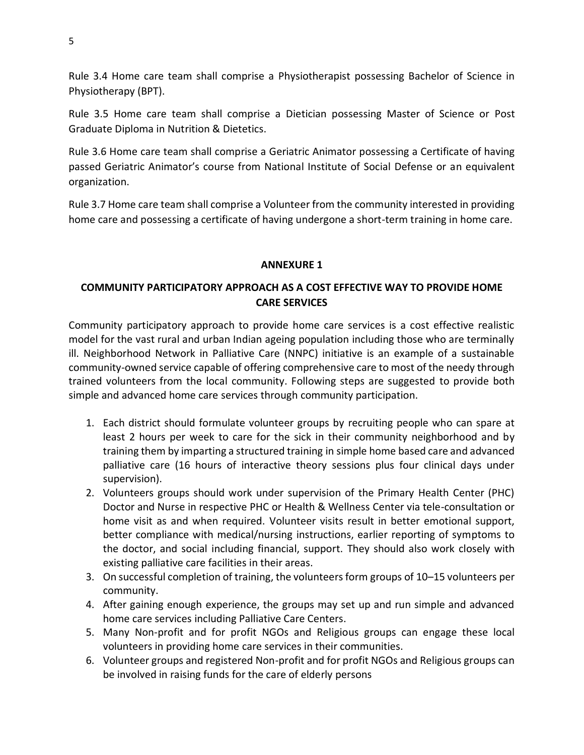Rule 3.4 Home care team shall comprise a Physiotherapist possessing Bachelor of Science in Physiotherapy (BPT).

Rule 3.5 Home care team shall comprise a Dietician possessing Master of Science or Post Graduate Diploma in Nutrition & Dietetics.

Rule 3.6 Home care team shall comprise a Geriatric Animator possessing a Certificate of having passed Geriatric Animator's course from National Institute of Social Defense or an equivalent organization.

Rule 3.7 Home care team shall comprise a Volunteer from the community interested in providing home care and possessing a certificate of having undergone a short-term training in home care.

## ANNEXURE 1

## COMMUNITY PARTICIPATORY APPROACH AS A COST EFFECTIVE WAY TO PROVIDE HOME CARE SERVICES

Community participatory approach to provide home care services is a cost effective realistic model for the vast rural and urban Indian ageing population including those who are terminally ill. Neighborhood Network in Palliative Care (NNPC) initiative is an example of a sustainable community-owned service capable of offering comprehensive care to most of the needy through trained volunteers from the local community. Following steps are suggested to provide both simple and advanced home care services through community participation.

1. Each district should formulate volunteer groups by recruiting people who can spare at least 2 hours per week to care for the sick in their community neighborhood and by training them by imparting a structured training in simple home based care and advanced palliative care (16 hours of interactive theory sessions plus four clinical days under supervision).
2. Volunteers groups should work under supervision of the Primary Health Center (PHC) Doctor and Nurse in respective PHC or Health & Wellness Center via tele-consultation or home visit as and when required. Volunteer visits result in better emotional support, better compliance with medical/nursing instructions, earlier reporting of symptoms to the doctor, and social including financial, support. They should also work closely with existing palliative care facilities in their areas.
3. On successful completion of training, the volunteers form groups of 10–15 volunteers per community.
4. After gaining enough experience, the groups may set up and run simple and advanced home care services including Palliative Care Centers.
5. Many Non-profit and for profit NGOs and Religious groups can engage these local volunteers in providing home care services in their communities.
6. Volunteer groups and registered Non-profit and for profit NGOs and Religious groups can be involved in raising funds for the care of elderly persons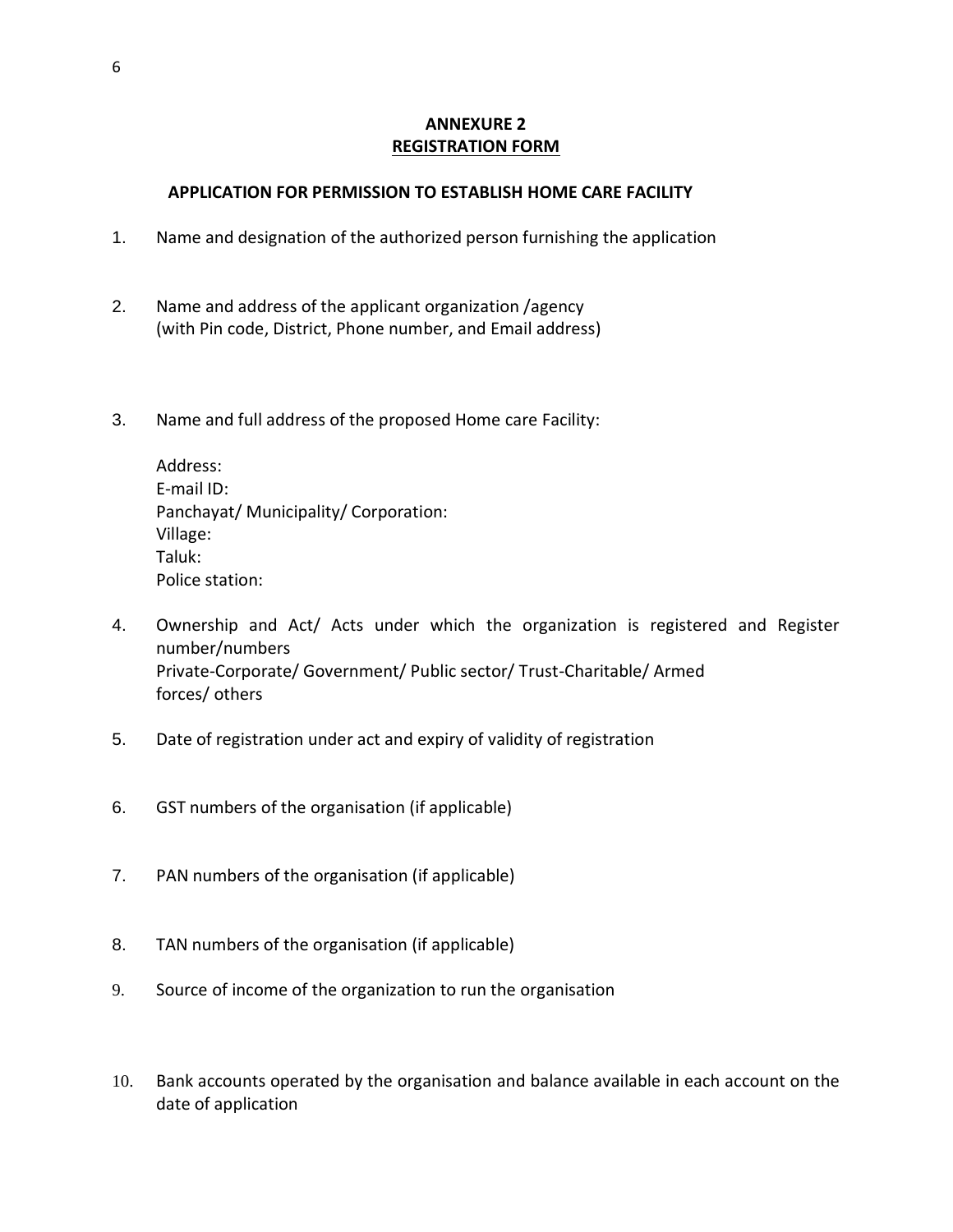## ANNEXURE 2
## REGISTRATION FORM

### APPLICATION FOR PERMISSION TO ESTABLISH HOME CARE FACILITY

1. Name and designation of the authorized person furnishing the application

2. Name and address of the applicant organization /agency
   (with Pin code, District, Phone number, and Email address)

3. Name and full address of the proposed Home care Facility:

   Address:
   E-mail ID:
   Panchayat/ Municipality/ Corporation:
   Village:
   Taluk:
   Police station:

4. Ownership and Act/ Acts under which the organization is registered and Register number/numbers
   Private-Corporate/ Government/ Public sector/ Trust-Charitable/ Armed forces/ others

5. Date of registration under act and expiry of validity of registration

6. GST numbers of the organisation (if applicable)

7. PAN numbers of the organisation (if applicable)

8. TAN numbers of the organisation (if applicable)

9. Source of income of the organization to run the organisation

10. Bank accounts operated by the organisation and balance available in each account on the date of application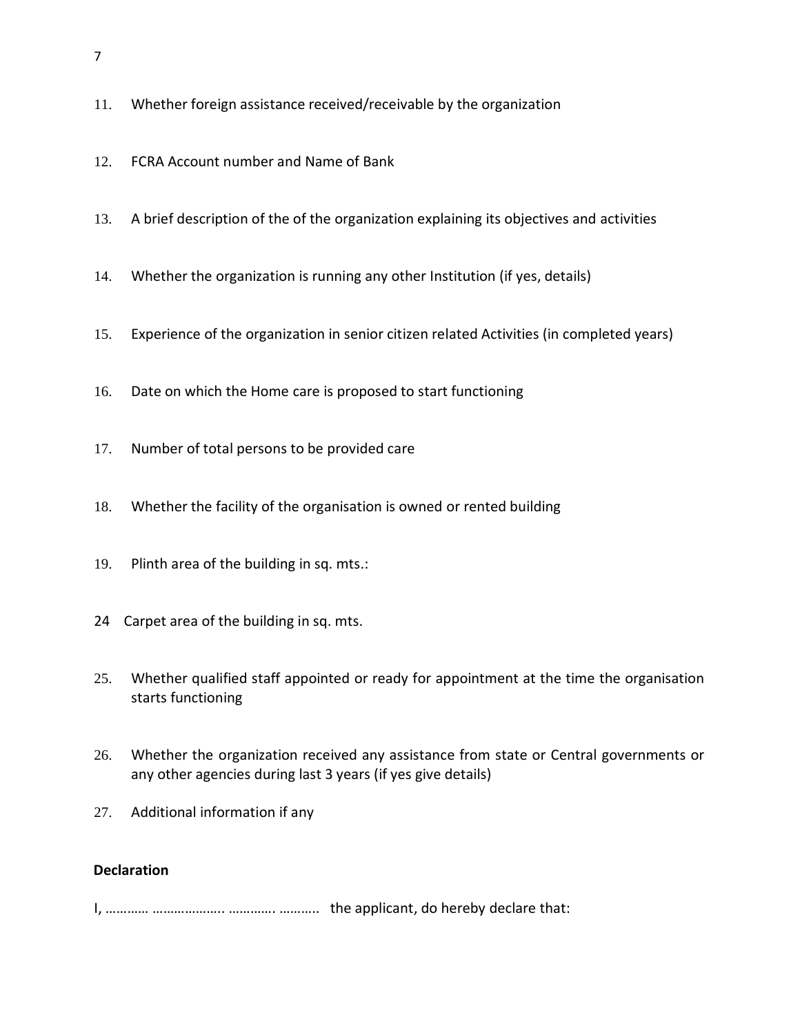11. Whether foreign assistance received/receivable by the organization

12. FCRA Account number and Name of Bank

13. A brief description of the of the organization explaining its objectives and activities

14. Whether the organization is running any other Institution (if yes, details)

15. Experience of the organization in senior citizen related Activities (in completed years)

16. Date on which the Home care is proposed to start functioning

17. Number of total persons to be provided care

18. Whether the facility of the organisation is owned or rented building

19. Plinth area of the building in sq. mts.:

24 Carpet area of the building in sq. mts.

25. Whether qualified staff appointed or ready for appointment at the time the organisation starts functioning

26. Whether the organization received any assistance from state or Central governments or any other agencies during last 3 years (if yes give details)

27. Additional information if any

**Declaration**

I, ………… ……………….. …………. ……….. the applicant, do hereby declare that: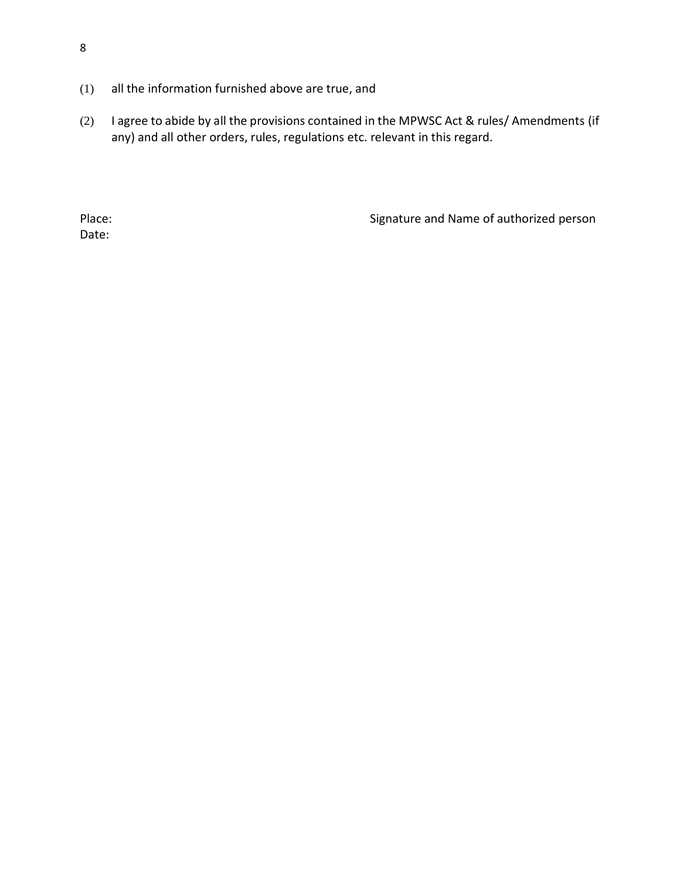(1) all the information furnished above are true, and

(2) I agree to abide by all the provisions contained in the MPWSC Act & rules/ Amendments (if any) and all other orders, rules, regulations etc. relevant in this regard.

Place:

Date:

Signature and Name of authorized person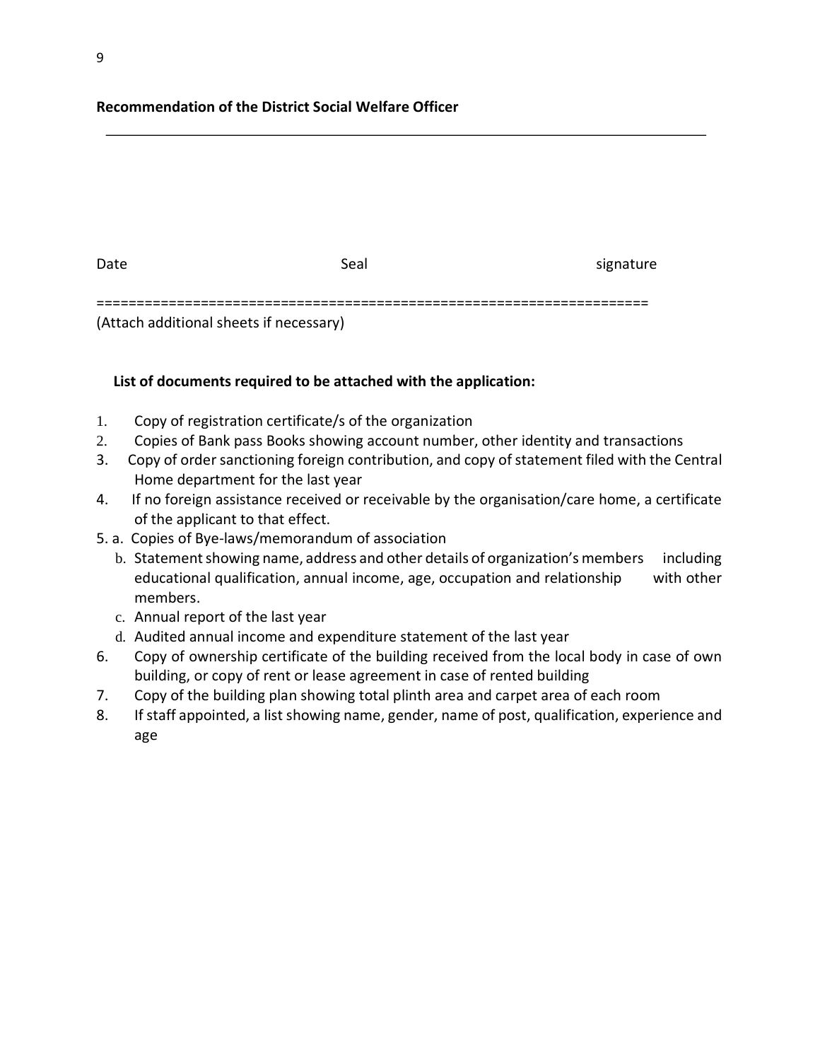**Recommendation of the District Social Welfare Officer**

---

Date Seal signature

=====================================================================

(Attach additional sheets if necessary)

**List of documents required to be attached with the application:**

1. Copy of registration certificate/s of the organization
2. Copies of Bank pass Books showing account number, other identity and transactions
3. Copy of order sanctioning foreign contribution, and copy of statement filed with the Central Home department for the last year
4. If no foreign assistance received or receivable by the organisation/care home, a certificate of the applicant to that effect.
5. a. Copies of Bye-laws/memorandum of association
   b. Statement showing name, address and other details of organization's members including educational qualification, annual income, age, occupation and relationship with other members.
   c. Annual report of the last year
   d. Audited annual income and expenditure statement of the last year
6. Copy of ownership certificate of the building received from the local body in case of own building, or copy of rent or lease agreement in case of rented building
7. Copy of the building plan showing total plinth area and carpet area of each room
8. If staff appointed, a list showing name, gender, name of post, qualification, experience and age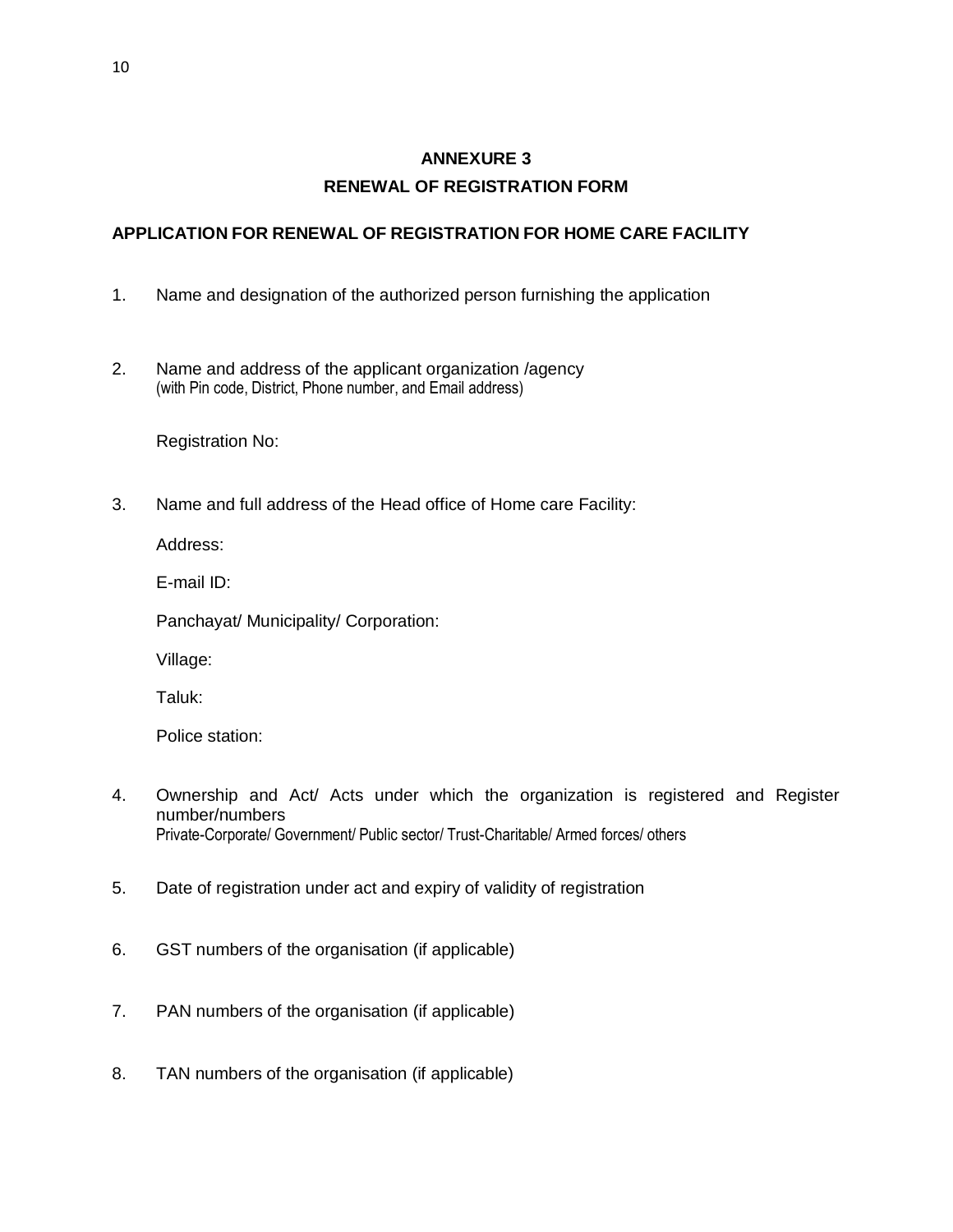## ANNEXURE 3

## RENEWAL OF REGISTRATION FORM

**APPLICATION FOR RENEWAL OF REGISTRATION FOR HOME CARE FACILITY**

1. Name and designation of the authorized person furnishing the application

2. Name and address of the applicant organization /agency
(with Pin code, District, Phone number, and Email address)

   Registration No:

3. Name and full address of the Head office of Home care Facility:

   Address:

   E-mail ID:

   Panchayat/ Municipality/ Corporation:

   Village:

   Taluk:

   Police station:

4. Ownership and Act/ Acts under which the organization is registered and Register number/numbers
Private-Corporate/ Government/ Public sector/ Trust-Charitable/ Armed forces/ others

5. Date of registration under act and expiry of validity of registration

6. GST numbers of the organisation (if applicable)

7. PAN numbers of the organisation (if applicable)

8. TAN numbers of the organisation (if applicable)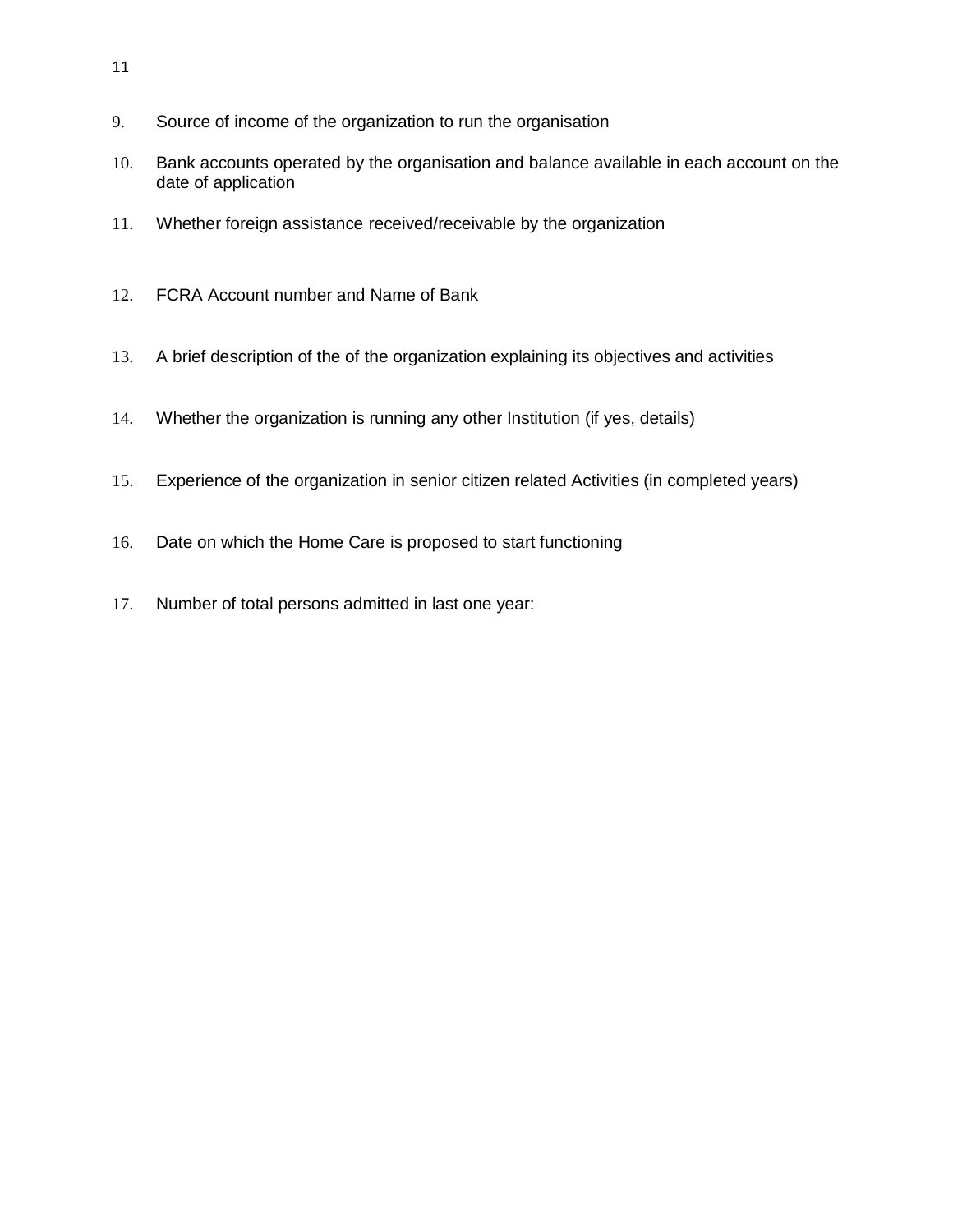9. Source of income of the organization to run the organisation

10. Bank accounts operated by the organisation and balance available in each account on the date of application

11. Whether foreign assistance received/receivable by the organization

12. FCRA Account number and Name of Bank

13. A brief description of the of the organization explaining its objectives and activities

14. Whether the organization is running any other Institution (if yes, details)

15. Experience of the organization in senior citizen related Activities (in completed years)

16. Date on which the Home Care is proposed to start functioning

17. Number of total persons admitted in last one year: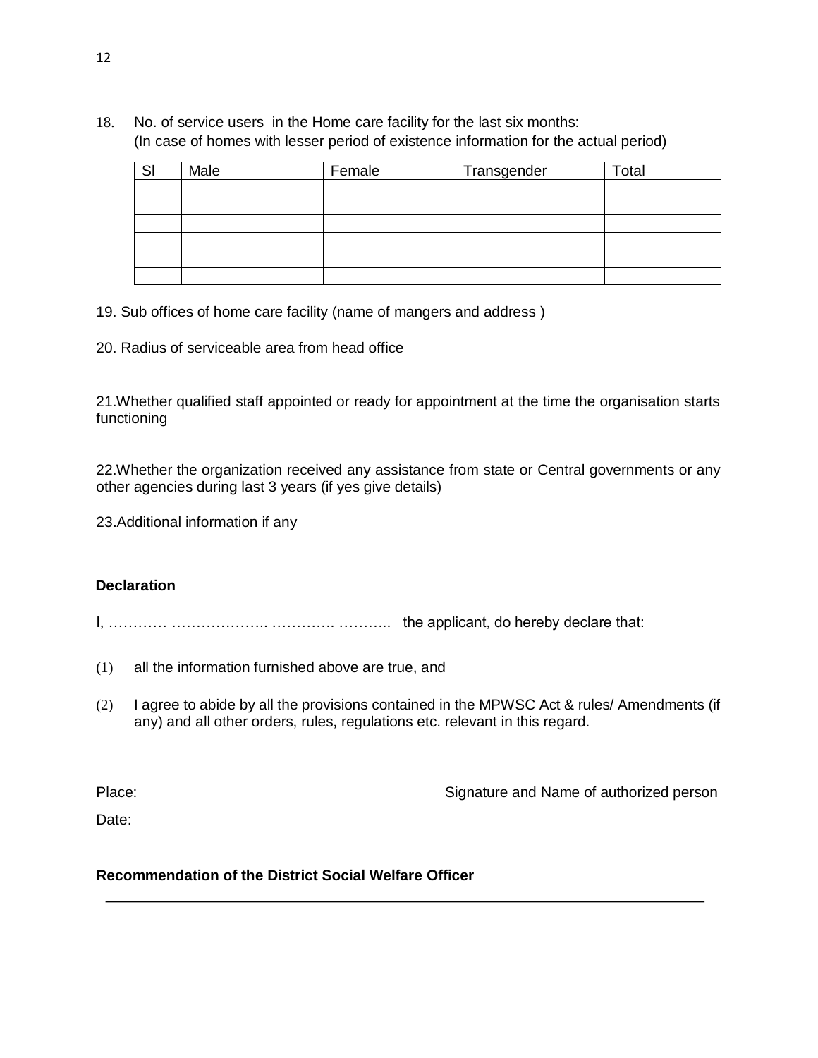18. No. of service users in the Home care facility for the last six months:
(In case of homes with lesser period of existence information for the actual period)

| Sl | Male | Female | Transgender | Total |
|---|---|---|---|---|
| | | | | |
| | | | | |
| | | | | |
| | | | | |
| | | | | |
| | | | | |

19. Sub offices of home care facility (name of mangers and address )

20. Radius of serviceable area from head office

21.Whether qualified staff appointed or ready for appointment at the time the organisation starts functioning

22.Whether the organization received any assistance from state or Central governments or any other agencies during last 3 years (if yes give details)

23.Additional information if any

**Declaration**

I, ………… ……………….. …………. ……….. the applicant, do hereby declare that:

(1) all the information furnished above are true, and

(2) I agree to abide by all the provisions contained in the MPWSC Act & rules/ Amendments (if any) and all other orders, rules, regulations etc. relevant in this regard.

Place: Signature and Name of authorized person

Date:

**Recommendation of the District Social Welfare Officer**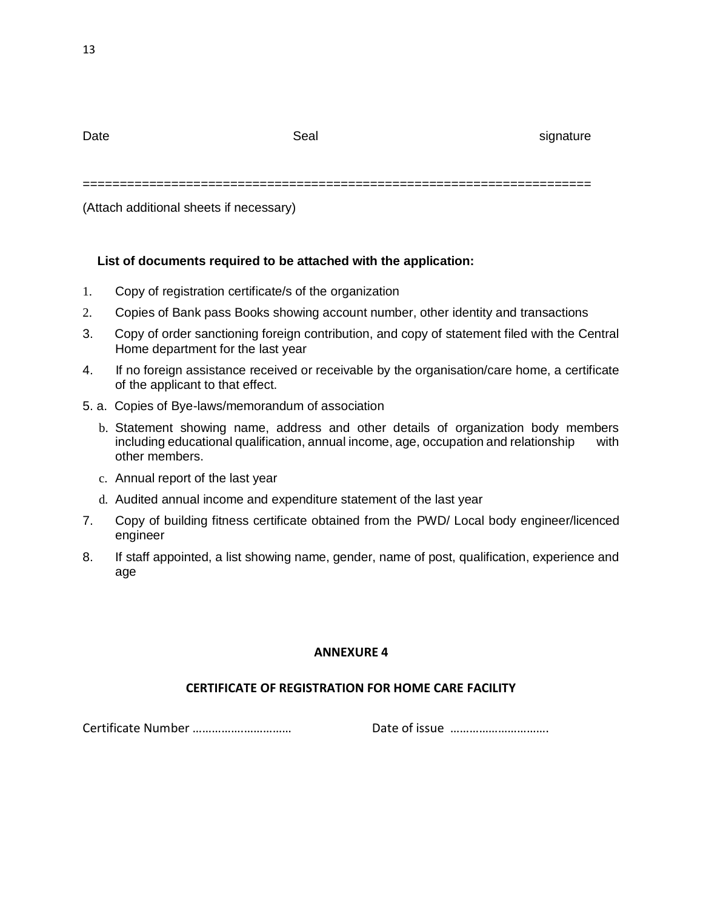Date Seal signature

======================================================================

(Attach additional sheets if necessary)

**List of documents required to be attached with the application:**

1. Copy of registration certificate/s of the organization
2. Copies of Bank pass Books showing account number, other identity and transactions
3. Copy of order sanctioning foreign contribution, and copy of statement filed with the Central Home department for the last year
4. If no foreign assistance received or receivable by the organisation/care home, a certificate of the applicant to that effect.

5. a. Copies of Bye-laws/memorandum of association

   b. Statement showing name, address and other details of organization body members including educational qualification, annual income, age, occupation and relationship with other members.

   c. Annual report of the last year

   d. Audited annual income and expenditure statement of the last year

7. Copy of building fitness certificate obtained from the PWD/ Local body engineer/licenced engineer
8. If staff appointed, a list showing name, gender, name of post, qualification, experience and age

## ANNEXURE 4

## CERTIFICATE OF REGISTRATION FOR HOME CARE FACILITY

Certificate Number ………….…………… Date of issue ………………………….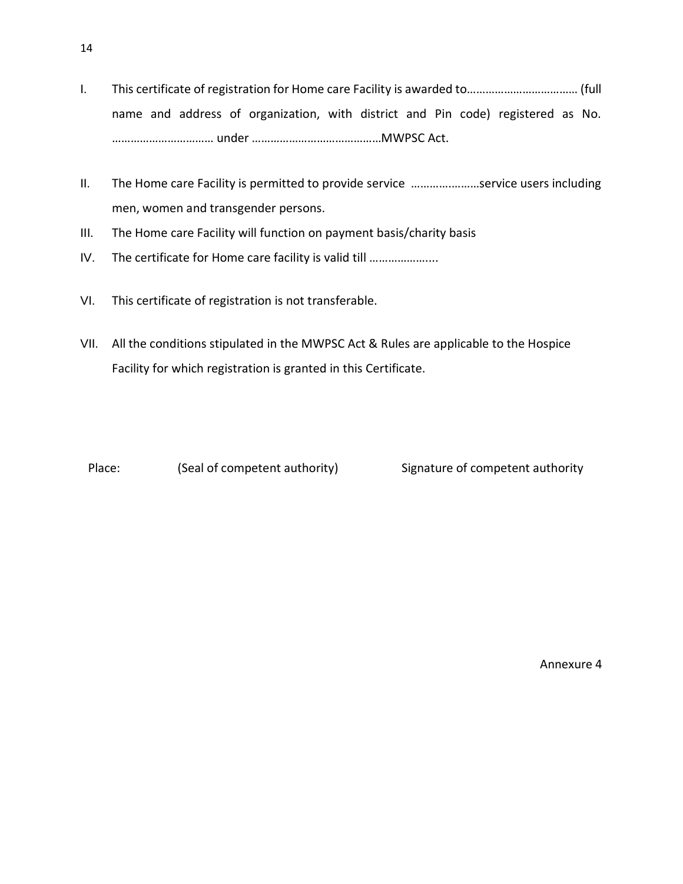I. This certificate of registration for Home care Facility is awarded to……………………………… (full name and address of organization, with district and Pin code) registered as No. …………………………… under ……………………………………MWPSC Act.

II. The Home care Facility is permitted to provide service …………………service users including men, women and transgender persons.

III. The Home care Facility will function on payment basis/charity basis

IV. The certificate for Home care facility is valid till ………………....

VI. This certificate of registration is not transferable.

VII. All the conditions stipulated in the MWPSC Act & Rules are applicable to the Hospice Facility for which registration is granted in this Certificate.

Place: (Seal of competent authority) Signature of competent authority

Annexure 4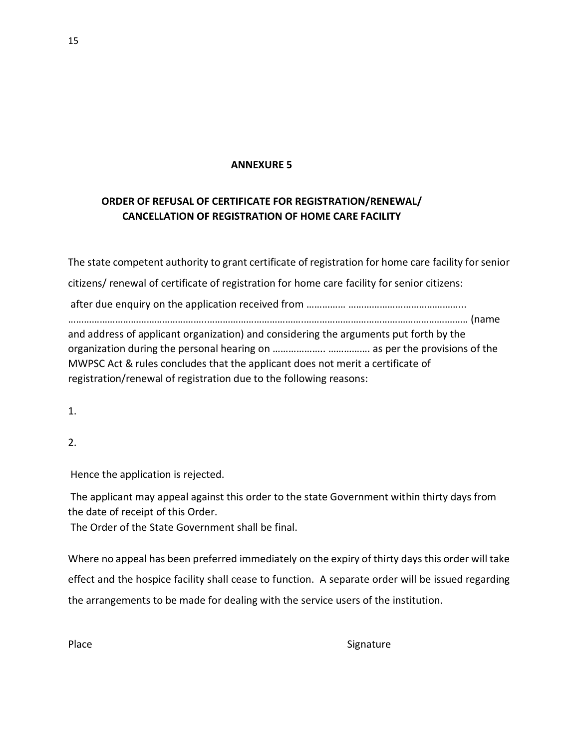## ANNEXURE 5

### ORDER OF REFUSAL OF CERTIFICATE FOR REGISTRATION/RENEWAL/ CANCELLATION OF REGISTRATION OF HOME CARE FACILITY

The state competent authority to grant certificate of registration for home care facility for senior citizens/ renewal of certificate of registration for home care facility for senior citizens:

after due enquiry on the application received from …………… ……………………………………..

……………………………………………..……………………………….……………………………………………………… (name and address of applicant organization) and considering the arguments put forth by the organization during the personal hearing on ……………….. ……………. as per the provisions of the MWPSC Act & rules concludes that the applicant does not merit a certificate of registration/renewal of registration due to the following reasons:

1.

2.

Hence the application is rejected.

The applicant may appeal against this order to the state Government within thirty days from the date of receipt of this Order.
The Order of the State Government shall be final.

Where no appeal has been preferred immediately on the expiry of thirty days this order will take effect and the hospice facility shall cease to function. A separate order will be issued regarding the arrangements to be made for dealing with the service users of the institution.

Place Signature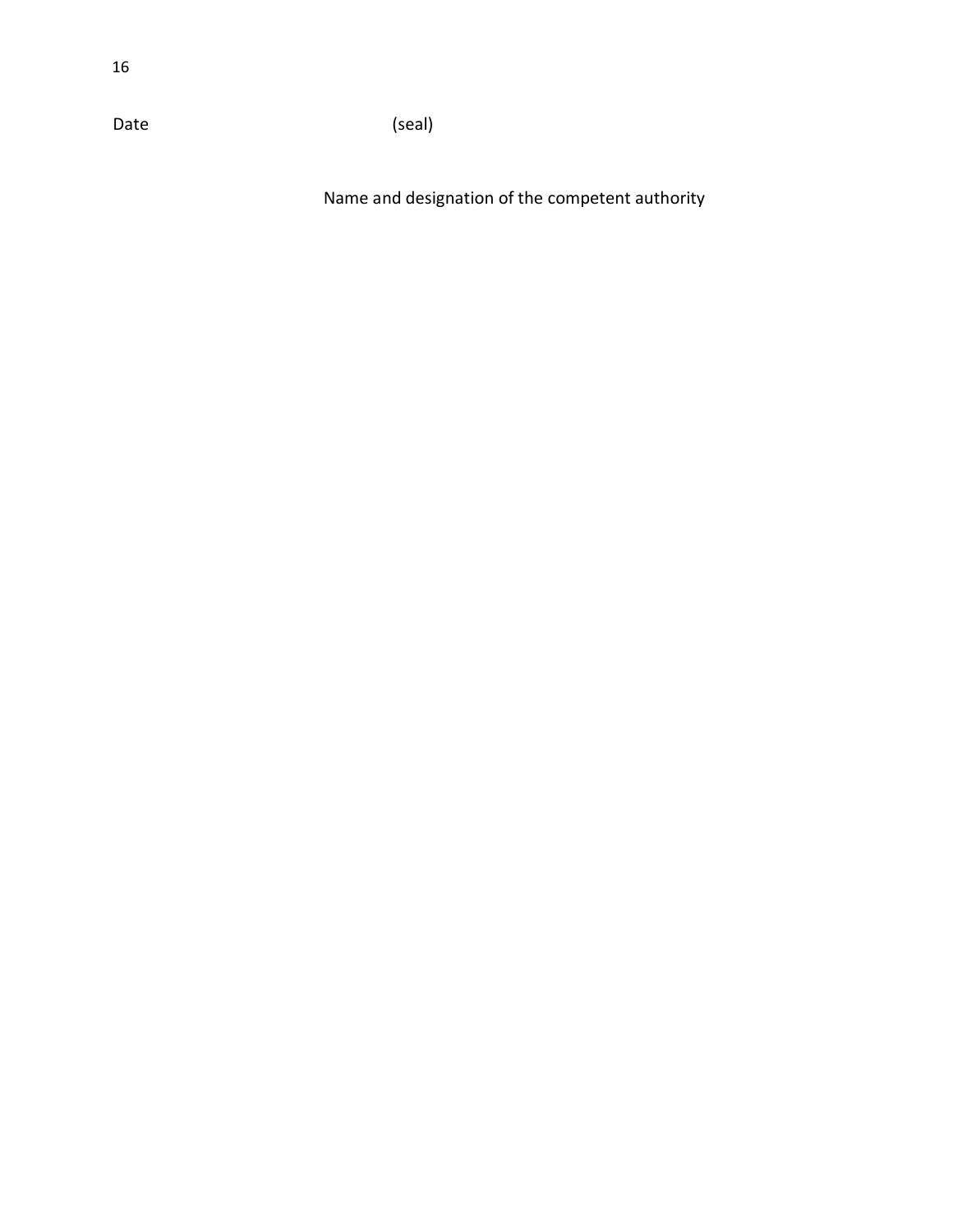Date (seal)

Name and designation of the competent authority